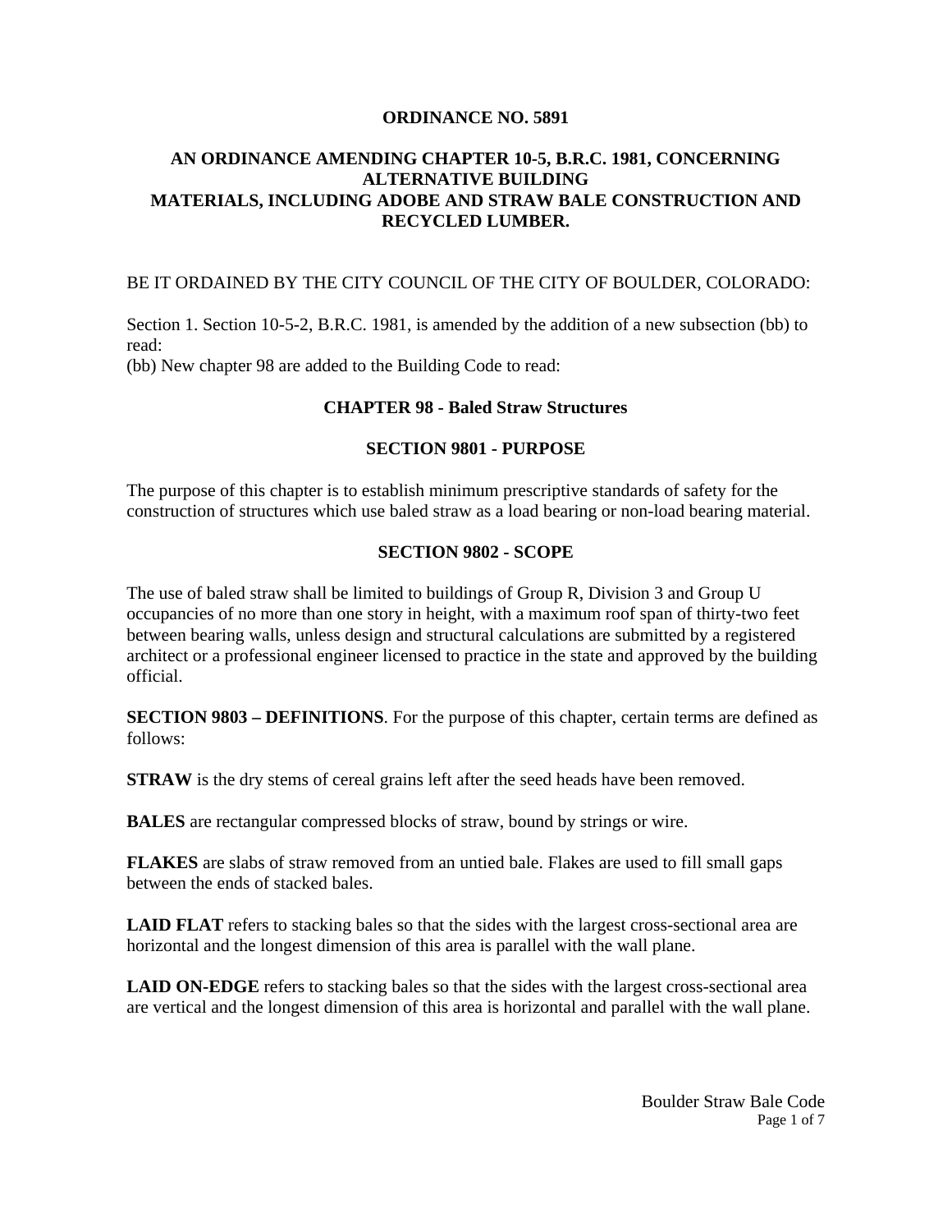**ORDINANCE NO. 5891**

**AN ORDINANCE AMENDING CHAPTER 10-5, B.R.C. 1981, CONCERNING ALTERNATIVE BUILDING MATERIALS, INCLUDING ADOBE AND STRAW BALE CONSTRUCTION AND RECYCLED LUMBER.**

BE IT ORDAINED BY THE CITY COUNCIL OF THE CITY OF BOULDER, COLORADO:

Section 1. Section 10-5-2, B.R.C. 1981, is amended by the addition of a new subsection (bb) to read:
(bb) New chapter 98 are added to the Building Code to read:

## CHAPTER 98 - Baled Straw Structures

### SECTION 9801 - PURPOSE

The purpose of this chapter is to establish minimum prescriptive standards of safety for the construction of structures which use baled straw as a load bearing or non-load bearing material.

### SECTION 9802 - SCOPE

The use of baled straw shall be limited to buildings of Group R, Division 3 and Group U occupancies of no more than one story in height, with a maximum roof span of thirty-two feet between bearing walls, unless design and structural calculations are submitted by a registered architect or a professional engineer licensed to practice in the state and approved by the building official.

**SECTION 9803 – DEFINITIONS**. For the purpose of this chapter, certain terms are defined as follows:

**STRAW** is the dry stems of cereal grains left after the seed heads have been removed.

**BALES** are rectangular compressed blocks of straw, bound by strings or wire.

**FLAKES** are slabs of straw removed from an untied bale. Flakes are used to fill small gaps between the ends of stacked bales.

**LAID FLAT** refers to stacking bales so that the sides with the largest cross-sectional area are horizontal and the longest dimension of this area is parallel with the wall plane.

**LAID ON-EDGE** refers to stacking bales so that the sides with the largest cross-sectional area are vertical and the longest dimension of this area is horizontal and parallel with the wall plane.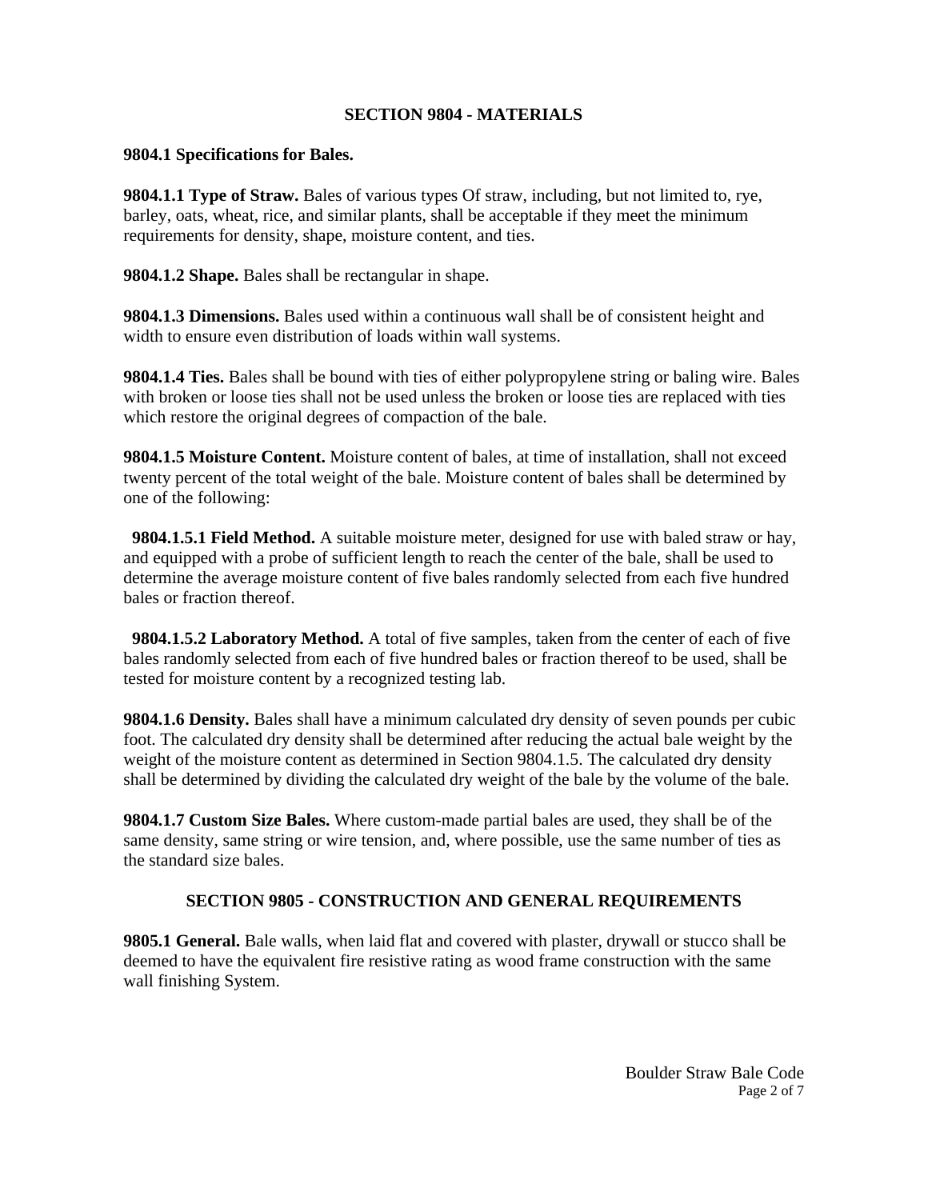## SECTION 9804 - MATERIALS

**9804.1 Specifications for Bales.**

**9804.1.1 Type of Straw.** Bales of various types Of straw, including, but not limited to, rye, barley, oats, wheat, rice, and similar plants, shall be acceptable if they meet the minimum requirements for density, shape, moisture content, and ties.

**9804.1.2 Shape.** Bales shall be rectangular in shape.

**9804.1.3 Dimensions.** Bales used within a continuous wall shall be of consistent height and width to ensure even distribution of loads within wall systems.

**9804.1.4 Ties.** Bales shall be bound with ties of either polypropylene string or baling wire. Bales with broken or loose ties shall not be used unless the broken or loose ties are replaced with ties which restore the original degrees of compaction of the bale.

**9804.1.5 Moisture Content.** Moisture content of bales, at time of installation, shall not exceed twenty percent of the total weight of the bale. Moisture content of bales shall be determined by one of the following:

**9804.1.5.1 Field Method.** A suitable moisture meter, designed for use with baled straw or hay, and equipped with a probe of sufficient length to reach the center of the bale, shall be used to determine the average moisture content of five bales randomly selected from each five hundred bales or fraction thereof.

**9804.1.5.2 Laboratory Method.** A total of five samples, taken from the center of each of five bales randomly selected from each of five hundred bales or fraction thereof to be used, shall be tested for moisture content by a recognized testing lab.

**9804.1.6 Density.** Bales shall have a minimum calculated dry density of seven pounds per cubic foot. The calculated dry density shall be determined after reducing the actual bale weight by the weight of the moisture content as determined in Section 9804.1.5. The calculated dry density shall be determined by dividing the calculated dry weight of the bale by the volume of the bale.

**9804.1.7 Custom Size Bales.** Where custom-made partial bales are used, they shall be of the same density, same string or wire tension, and, where possible, use the same number of ties as the standard size bales.

## SECTION 9805 - CONSTRUCTION AND GENERAL REQUIREMENTS

**9805.1 General.** Bale walls, when laid flat and covered with plaster, drywall or stucco shall be deemed to have the equivalent fire resistive rating as wood frame construction with the same wall finishing System.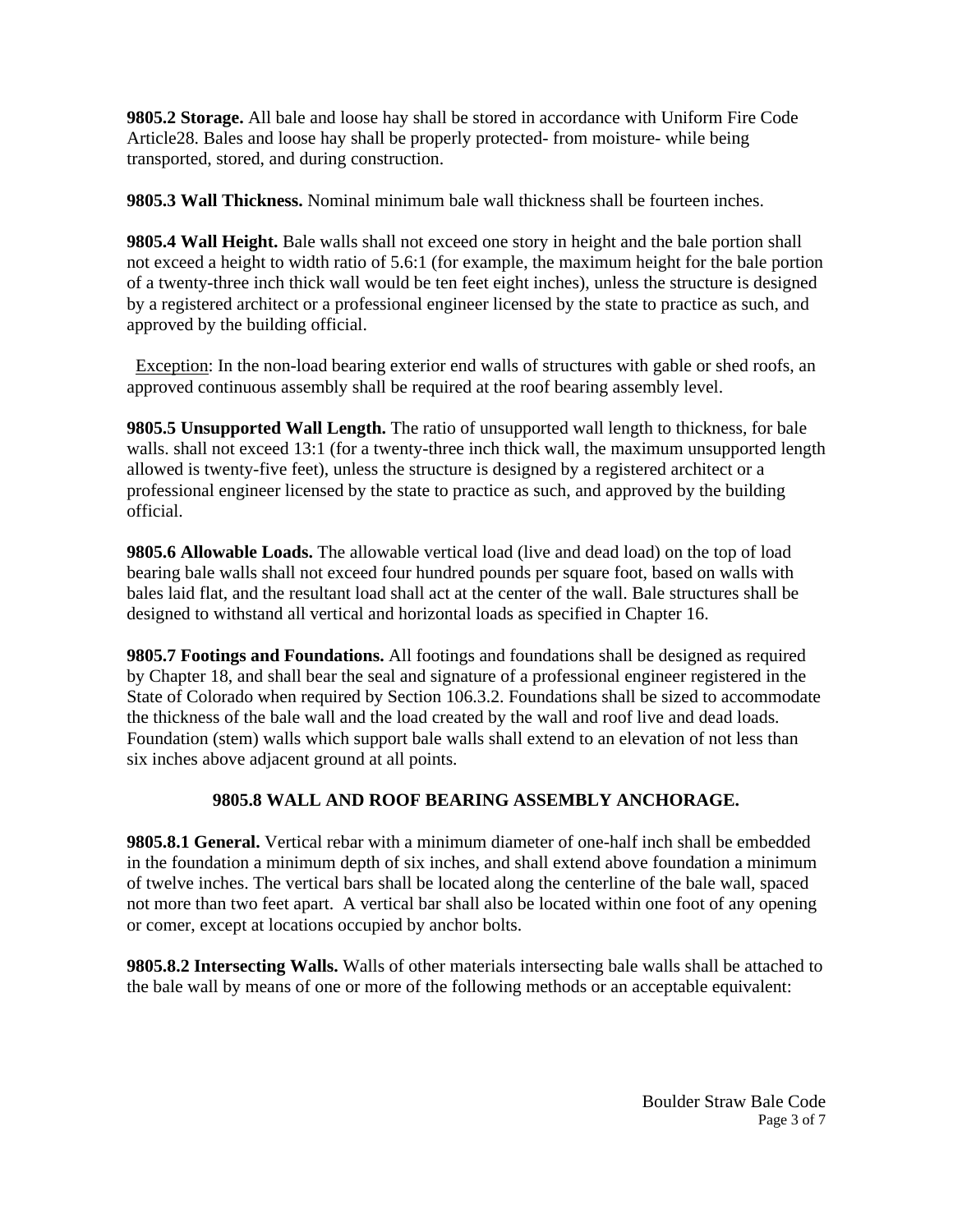**9805.2 Storage.** All bale and loose hay shall be stored in accordance with Uniform Fire Code Article28. Bales and loose hay shall be properly protected- from moisture- while being transported, stored, and during construction.

**9805.3 Wall Thickness.** Nominal minimum bale wall thickness shall be fourteen inches.

**9805.4 Wall Height.** Bale walls shall not exceed one story in height and the bale portion shall not exceed a height to width ratio of 5.6:1 (for example, the maximum height for the bale portion of a twenty-three inch thick wall would be ten feet eight inches), unless the structure is designed by a registered architect or a professional engineer licensed by the state to practice as such, and approved by the building official.

Exception: In the non-load bearing exterior end walls of structures with gable or shed roofs, an approved continuous assembly shall be required at the roof bearing assembly level.

**9805.5 Unsupported Wall Length.** The ratio of unsupported wall length to thickness, for bale walls. shall not exceed 13:1 (for a twenty-three inch thick wall, the maximum unsupported length allowed is twenty-five feet), unless the structure is designed by a registered architect or a professional engineer licensed by the state to practice as such, and approved by the building official.

**9805.6 Allowable Loads.** The allowable vertical load (live and dead load) on the top of load bearing bale walls shall not exceed four hundred pounds per square foot, based on walls with bales laid flat, and the resultant load shall act at the center of the wall. Bale structures shall be designed to withstand all vertical and horizontal loads as specified in Chapter 16.

**9805.7 Footings and Foundations.** All footings and foundations shall be designed as required by Chapter 18, and shall bear the seal and signature of a professional engineer registered in the State of Colorado when required by Section 106.3.2. Foundations shall be sized to accommodate the thickness of the bale wall and the load created by the wall and roof live and dead loads. Foundation (stem) walls which support bale walls shall extend to an elevation of not less than six inches above adjacent ground at all points.

## 9805.8 WALL AND ROOF BEARING ASSEMBLY ANCHORAGE.

**9805.8.1 General.** Vertical rebar with a minimum diameter of one-half inch shall be embedded in the foundation a minimum depth of six inches, and shall extend above foundation a minimum of twelve inches. The vertical bars shall be located along the centerline of the bale wall, spaced not more than two feet apart. A vertical bar shall also be located within one foot of any opening or comer, except at locations occupied by anchor bolts.

**9805.8.2 Intersecting Walls.** Walls of other materials intersecting bale walls shall be attached to the bale wall by means of one or more of the following methods or an acceptable equivalent: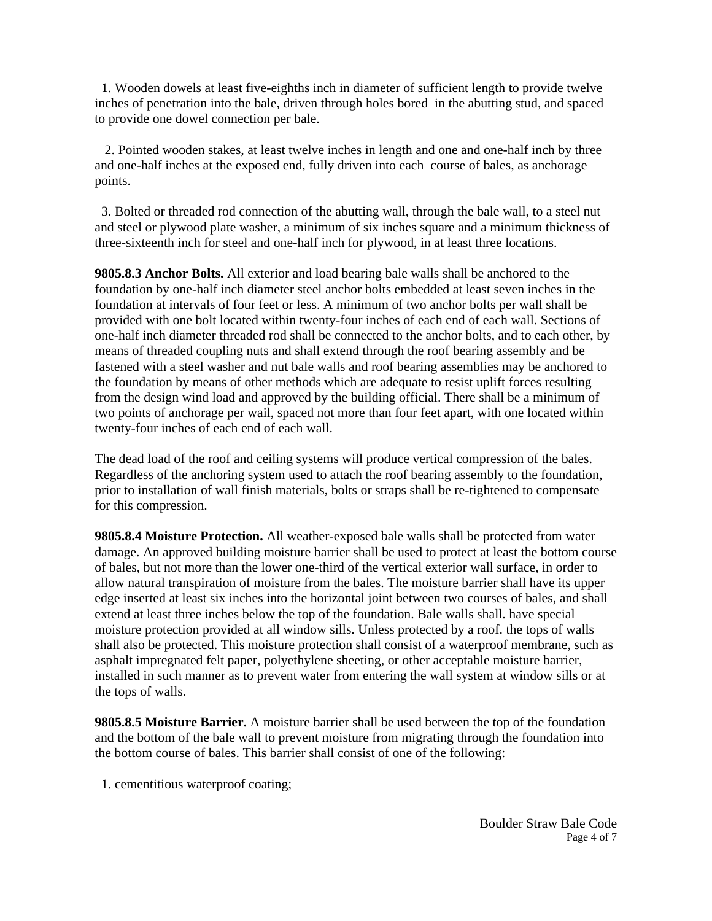1. Wooden dowels at least five-eighths inch in diameter of sufficient length to provide twelve inches of penetration into the bale, driven through holes bored in the abutting stud, and spaced to provide one dowel connection per bale.

2. Pointed wooden stakes, at least twelve inches in length and one and one-half inch by three and one-half inches at the exposed end, fully driven into each course of bales, as anchorage points.

3. Bolted or threaded rod connection of the abutting wall, through the bale wall, to a steel nut and steel or plywood plate washer, a minimum of six inches square and a minimum thickness of three-sixteenth inch for steel and one-half inch for plywood, in at least three locations.

**9805.8.3 Anchor Bolts.** All exterior and load bearing bale walls shall be anchored to the foundation by one-half inch diameter steel anchor bolts embedded at least seven inches in the foundation at intervals of four feet or less. A minimum of two anchor bolts per wall shall be provided with one bolt located within twenty-four inches of each end of each wall. Sections of one-half inch diameter threaded rod shall be connected to the anchor bolts, and to each other, by means of threaded coupling nuts and shall extend through the roof bearing assembly and be fastened with a steel washer and nut bale walls and roof bearing assemblies may be anchored to the foundation by means of other methods which are adequate to resist uplift forces resulting from the design wind load and approved by the building official. There shall be a minimum of two points of anchorage per wail, spaced not more than four feet apart, with one located within twenty-four inches of each end of each wall.

The dead load of the roof and ceiling systems will produce vertical compression of the bales. Regardless of the anchoring system used to attach the roof bearing assembly to the foundation, prior to installation of wall finish materials, bolts or straps shall be re-tightened to compensate for this compression.

**9805.8.4 Moisture Protection.** All weather-exposed bale walls shall be protected from water damage. An approved building moisture barrier shall be used to protect at least the bottom course of bales, but not more than the lower one-third of the vertical exterior wall surface, in order to allow natural transpiration of moisture from the bales. The moisture barrier shall have its upper edge inserted at least six inches into the horizontal joint between two courses of bales, and shall extend at least three inches below the top of the foundation. Bale walls shall. have special moisture protection provided at all window sills. Unless protected by a roof. the tops of walls shall also be protected. This moisture protection shall consist of a waterproof membrane, such as asphalt impregnated felt paper, polyethylene sheeting, or other acceptable moisture barrier, installed in such manner as to prevent water from entering the wall system at window sills or at the tops of walls.

**9805.8.5 Moisture Barrier.** A moisture barrier shall be used between the top of the foundation and the bottom of the bale wall to prevent moisture from migrating through the foundation into the bottom course of bales. This barrier shall consist of one of the following:

1. cementitious waterproof coating;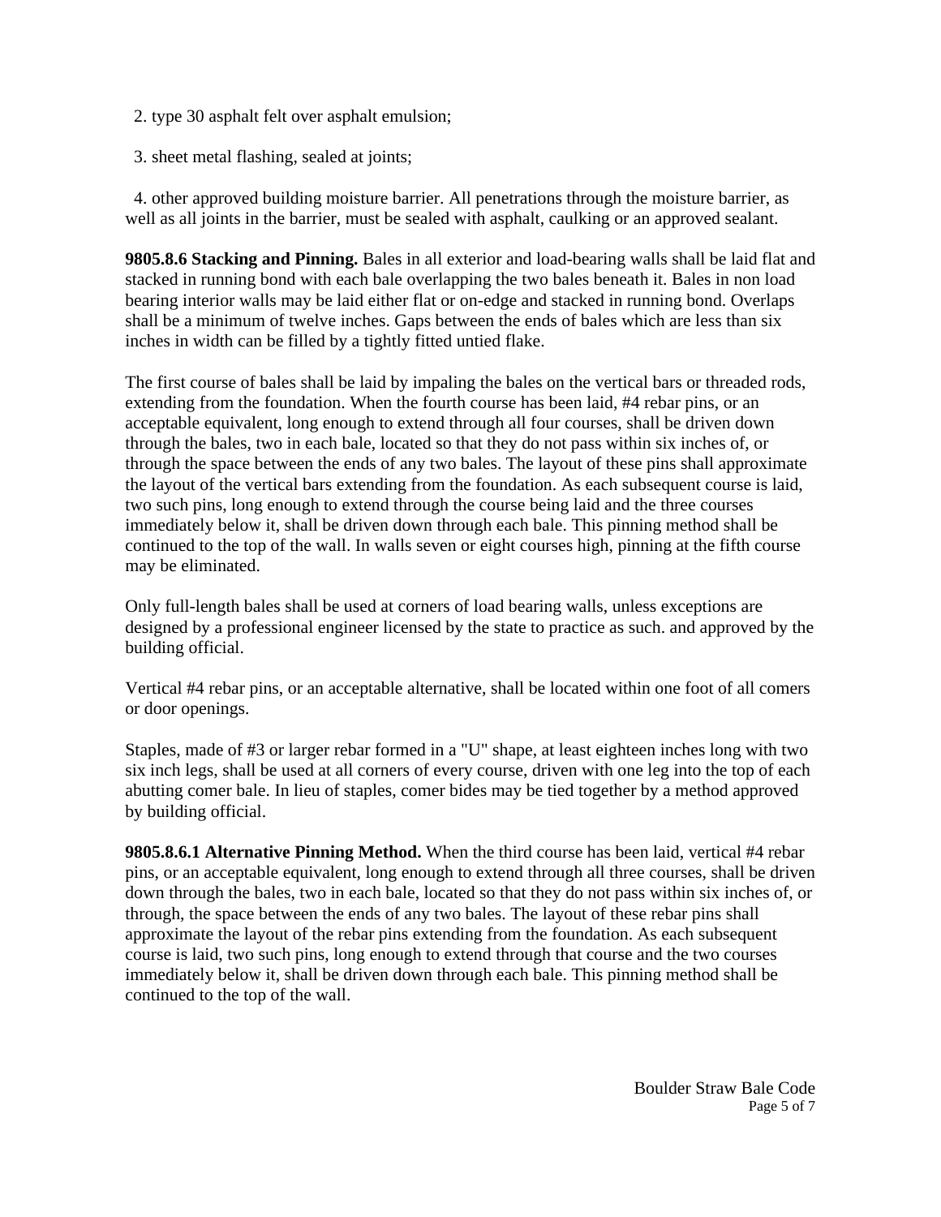2. type 30 asphalt felt over asphalt emulsion;

3. sheet metal flashing, sealed at joints;

4. other approved building moisture barrier. All penetrations through the moisture barrier, as well as all joints in the barrier, must be sealed with asphalt, caulking or an approved sealant.

**9805.8.6 Stacking and Pinning.** Bales in all exterior and load-bearing walls shall be laid flat and stacked in running bond with each bale overlapping the two bales beneath it. Bales in non load bearing interior walls may be laid either flat or on-edge and stacked in running bond. Overlaps shall be a minimum of twelve inches. Gaps between the ends of bales which are less than six inches in width can be filled by a tightly fitted untied flake.

The first course of bales shall be laid by impaling the bales on the vertical bars or threaded rods, extending from the foundation. When the fourth course has been laid, #4 rebar pins, or an acceptable equivalent, long enough to extend through all four courses, shall be driven down through the bales, two in each bale, located so that they do not pass within six inches of, or through the space between the ends of any two bales. The layout of these pins shall approximate the layout of the vertical bars extending from the foundation. As each subsequent course is laid, two such pins, long enough to extend through the course being laid and the three courses immediately below it, shall be driven down through each bale. This pinning method shall be continued to the top of the wall. In walls seven or eight courses high, pinning at the fifth course may be eliminated.

Only full-length bales shall be used at corners of load bearing walls, unless exceptions are designed by a professional engineer licensed by the state to practice as such. and approved by the building official.

Vertical #4 rebar pins, or an acceptable alternative, shall be located within one foot of all comers or door openings.

Staples, made of #3 or larger rebar formed in a "U" shape, at least eighteen inches long with two six inch legs, shall be used at all corners of every course, driven with one leg into the top of each abutting comer bale. In lieu of staples, comer bides may be tied together by a method approved by building official.

**9805.8.6.1 Alternative Pinning Method.** When the third course has been laid, vertical #4 rebar pins, or an acceptable equivalent, long enough to extend through all three courses, shall be driven down through the bales, two in each bale, located so that they do not pass within six inches of, or through, the space between the ends of any two bales. The layout of these rebar pins shall approximate the layout of the rebar pins extending from the foundation. As each subsequent course is laid, two such pins, long enough to extend through that course and the two courses immediately below it, shall be driven down through each bale. This pinning method shall be continued to the top of the wall.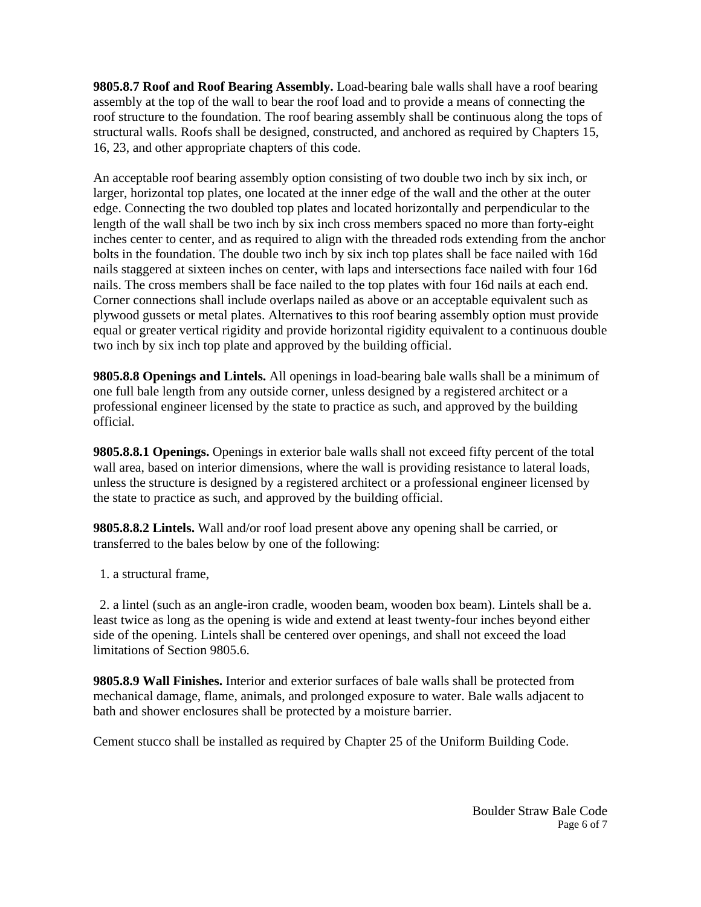**9805.8.7 Roof and Roof Bearing Assembly.** Load-bearing bale walls shall have a roof bearing assembly at the top of the wall to bear the roof load and to provide a means of connecting the roof structure to the foundation. The roof bearing assembly shall be continuous along the tops of structural walls. Roofs shall be designed, constructed, and anchored as required by Chapters 15, 16, 23, and other appropriate chapters of this code.

An acceptable roof bearing assembly option consisting of two double two inch by six inch, or larger, horizontal top plates, one located at the inner edge of the wall and the other at the outer edge. Connecting the two doubled top plates and located horizontally and perpendicular to the length of the wall shall be two inch by six inch cross members spaced no more than forty-eight inches center to center, and as required to align with the threaded rods extending from the anchor bolts in the foundation. The double two inch by six inch top plates shall be face nailed with 16d nails staggered at sixteen inches on center, with laps and intersections face nailed with four 16d nails. The cross members shall be face nailed to the top plates with four 16d nails at each end. Corner connections shall include overlaps nailed as above or an acceptable equivalent such as plywood gussets or metal plates. Alternatives to this roof bearing assembly option must provide equal or greater vertical rigidity and provide horizontal rigidity equivalent to a continuous double two inch by six inch top plate and approved by the building official.

**9805.8.8 Openings and Lintels.** All openings in load-bearing bale walls shall be a minimum of one full bale length from any outside corner, unless designed by a registered architect or a professional engineer licensed by the state to practice as such, and approved by the building official.

**9805.8.8.1 Openings.** Openings in exterior bale walls shall not exceed fifty percent of the total wall area, based on interior dimensions, where the wall is providing resistance to lateral loads, unless the structure is designed by a registered architect or a professional engineer licensed by the state to practice as such, and approved by the building official.

**9805.8.8.2 Lintels.** Wall and/or roof load present above any opening shall be carried, or transferred to the bales below by one of the following:

1. a structural frame,

2. a lintel (such as an angle-iron cradle, wooden beam, wooden box beam). Lintels shall be a. least twice as long as the opening is wide and extend at least twenty-four inches beyond either side of the opening. Lintels shall be centered over openings, and shall not exceed the load limitations of Section 9805.6.

**9805.8.9 Wall Finishes.** Interior and exterior surfaces of bale walls shall be protected from mechanical damage, flame, animals, and prolonged exposure to water. Bale walls adjacent to bath and shower enclosures shall be protected by a moisture barrier.

Cement stucco shall be installed as required by Chapter 25 of the Uniform Building Code.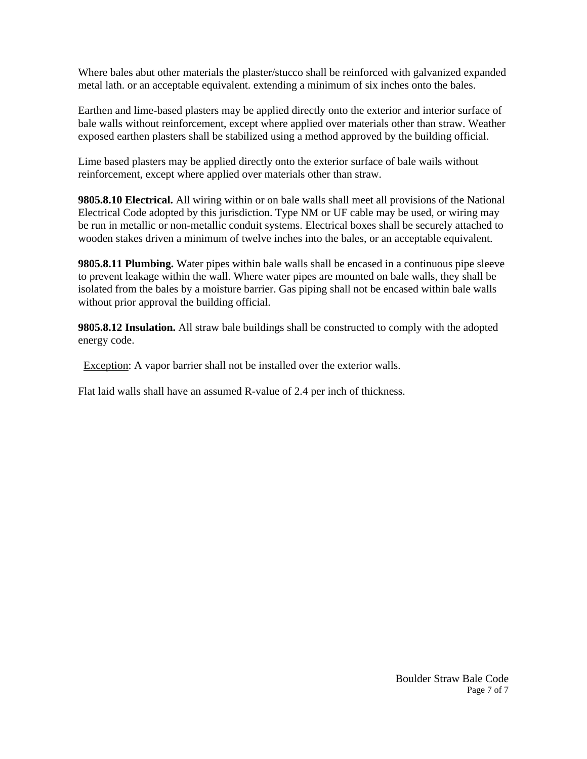Where bales abut other materials the plaster/stucco shall be reinforced with galvanized expanded metal lath. or an acceptable equivalent. extending a minimum of six inches onto the bales.

Earthen and lime-based plasters may be applied directly onto the exterior and interior surface of bale walls without reinforcement, except where applied over materials other than straw. Weather exposed earthen plasters shall be stabilized using a method approved by the building official.

Lime based plasters may be applied directly onto the exterior surface of bale wails without reinforcement, except where applied over materials other than straw.

**9805.8.10 Electrical.** All wiring within or on bale walls shall meet all provisions of the National Electrical Code adopted by this jurisdiction. Type NM or UF cable may be used, or wiring may be run in metallic or non-metallic conduit systems. Electrical boxes shall be securely attached to wooden stakes driven a minimum of twelve inches into the bales, or an acceptable equivalent.

**9805.8.11 Plumbing.** Water pipes within bale walls shall be encased in a continuous pipe sleeve to prevent leakage within the wall. Where water pipes are mounted on bale walls, they shall be isolated from the bales by a moisture barrier. Gas piping shall not be encased within bale walls without prior approval the building official.

**9805.8.12 Insulation.** All straw bale buildings shall be constructed to comply with the adopted energy code.

Exception: A vapor barrier shall not be installed over the exterior walls.

Flat laid walls shall have an assumed R-value of 2.4 per inch of thickness.